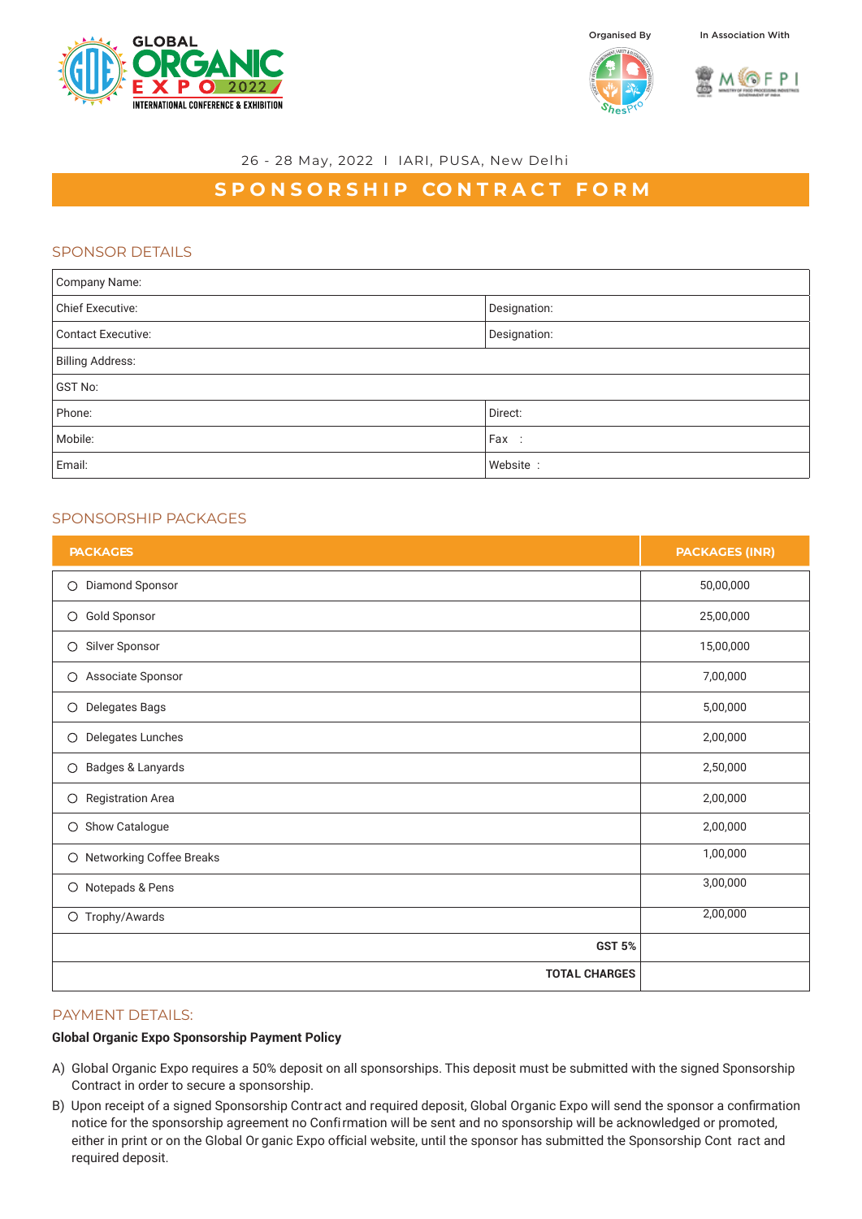GLOBAL ORGANIC EXPO 2022
INTERNATIONAL CONFERENCE & EXHIBITION

Organised By

In Association With

26 - 28 May, 2022 I IARI, PUSA, New Delhi

# SPONSORSHIP CONTRACT FORM

## SPONSOR DETAILS

| Company Name: | |
|---|---|
| Chief Executive: | Designation: |
| Contact Executive: | Designation: |
| Billing Address: | |
| GST No: | |
| Phone: | Direct: |
| Mobile: | Fax : |
| Email: | Website : |

## SPONSORSHIP PACKAGES

| PACKAGES | PACKAGES (INR) |
|---|---|
| ○ Diamond Sponsor | 50,00,000 |
| ○ Gold Sponsor | 25,00,000 |
| ○ Silver Sponsor | 15,00,000 |
| ○ Associate Sponsor | 7,00,000 |
| ○ Delegates Bags | 5,00,000 |
| ○ Delegates Lunches | 2,00,000 |
| ○ Badges & Lanyards | 2,50,000 |
| ○ Registration Area | 2,00,000 |
| ○ Show Catalogue | 2,00,000 |
| ○ Networking Coffee Breaks | 1,00,000 |
| ○ Notepads & Pens | 3,00,000 |
| ○ Trophy/Awards | 2,00,000 |
| **GST 5%** | |
| **TOTAL CHARGES** | |

## PAYMENT DETAILS:

**Global Organic Expo Sponsorship Payment Policy**

A) Global Organic Expo requires a 50% deposit on all sponsorships. This deposit must be submitted with the signed Sponsorship Contract in order to secure a sponsorship.

B) Upon receipt of a signed Sponsorship Contract and required deposit, Global Organic Expo will send the sponsor a confirmation notice for the sponsorship agreement no Confirmation will be sent and no sponsorship will be acknowledged or promoted, either in print or on the Global Organic Expo official website, until the sponsor has submitted the Sponsorship Contract and required deposit.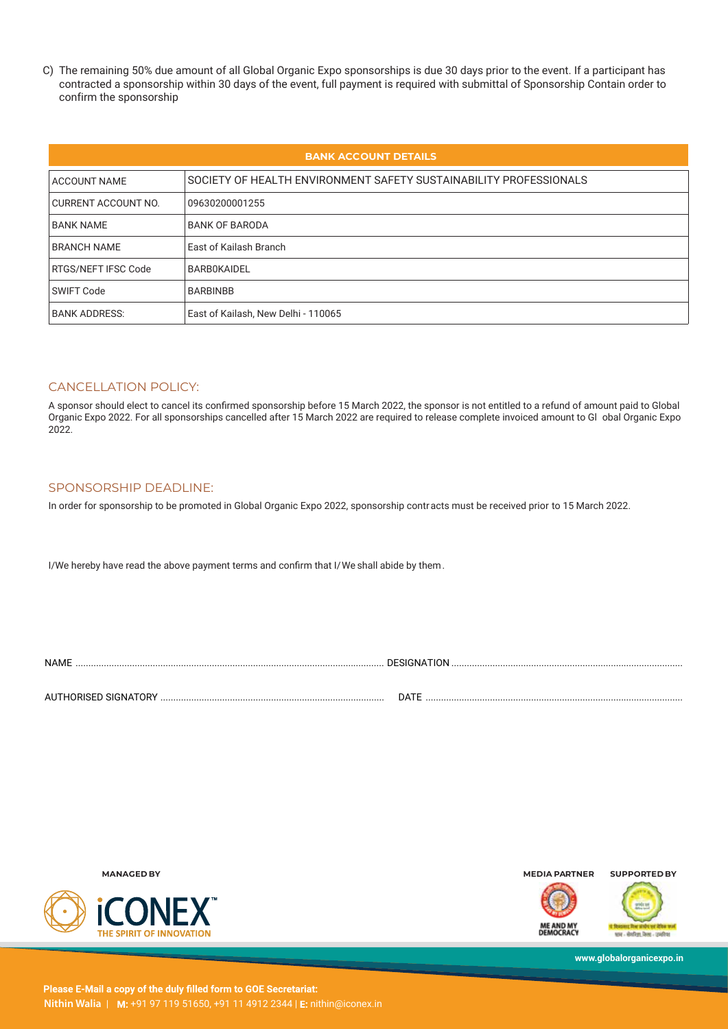C) The remaining 50% due amount of all Global Organic Expo sponsorships is due 30 days prior to the event. If a participant has contracted a sponsorship within 30 days of the event, full payment is required with submittal of Sponsorship Contain order to confirm the sponsorship

| BANK ACCOUNT DETAILS | |
|---|---|
| ACCOUNT NAME | SOCIETY OF HEALTH ENVIRONMENT SAFETY SUSTAINABILITY PROFESSIONALS |
| CURRENT ACCOUNT NO. | 09630200001255 |
| BANK NAME | BANK OF BARODA |
| BRANCH NAME | East of Kailash Branch |
| RTGS/NEFT IFSC Code | BARB0KAIDEL |
| SWIFT Code | BARBINBB |
| BANK ADDRESS: | East of Kailash, New Delhi - 110065 |

## CANCELLATION POLICY:

A sponsor should elect to cancel its confirmed sponsorship before 15 March 2022, the sponsor is not entitled to a refund of amount paid to Global Organic Expo 2022. For all sponsorships cancelled after 15 March 2022 are required to release complete invoiced amount to Gl obal Organic Expo 2022.

## SPONSORSHIP DEADLINE:

In order for sponsorship to be promoted in Global Organic Expo 2022, sponsorship contr acts must be received prior to 15 March 2022.

I/We hereby have read the above payment terms and confirm that I/ We shall abide by them.

NAME ........................................................................................................ DESIGNATION ........................................................................................

AUTHORISED SIGNATORY ...................................................................................... DATE ....................................................................................................

**MANAGED BY**

iCONEX™
THE SPIRIT OF INNOVATION

**MEDIA PARTNER** **SUPPORTED BY**

ME AND MY DEMOCRACY

www.globalorganicexpo.in

**Please E-Mail a copy of the duly filled form to GOE Secretariat:**
**Nithin Walia** | **M:** +91 97 119 51650, +91 11 4912 2344 | **E:** nithin@iconex.in